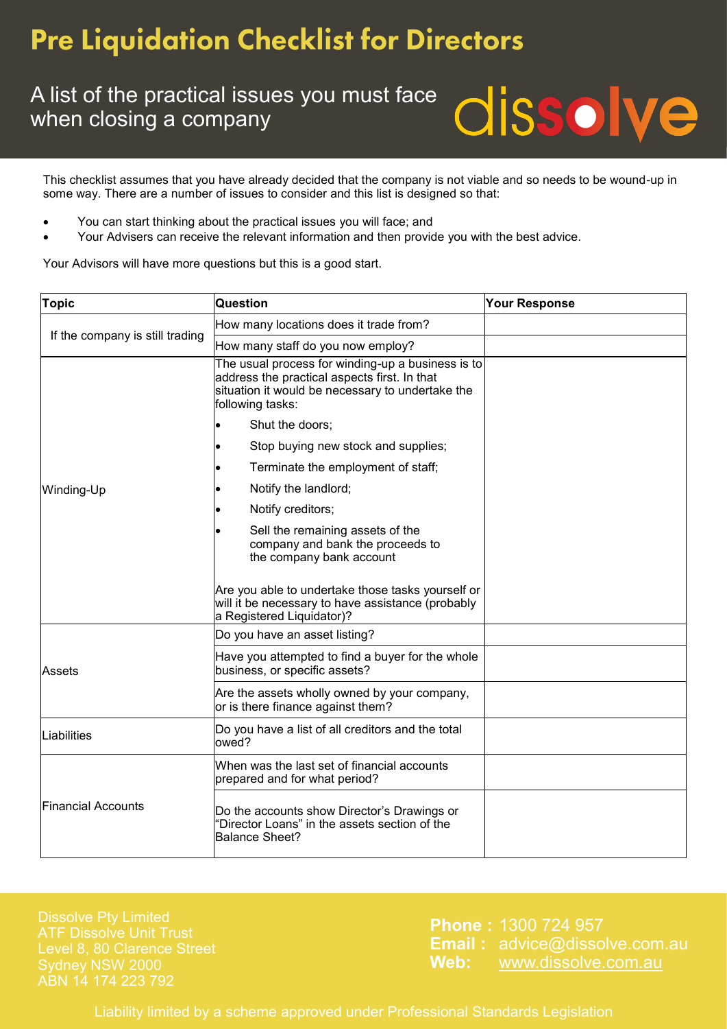# Pre Liquidation Checklist for Directors

## A list of the practical issues you must face when closing a company

dissolve

This checklist assumes that you have already decided that the company is not viable and so needs to be wound-up in some way. There are a number of issues to consider and this list is designed so that:

- You can start thinking about the practical issues you will face; and
- Your Advisers can receive the relevant information and then provide you with the best advice.

Your Advisors will have more questions but this is a good start.

| Topic | Question | Your Response |
|---|---|---|
| If the company is still trading | How many locations does it trade from? | |
| | How many staff do you now employ? | |
| Winding-Up | The usual process for winding-up a business is to address the practical aspects first. In that situation it would be necessary to undertake the following tasks:<br>• Shut the doors;<br>• Stop buying new stock and supplies;<br>• Terminate the employment of staff;<br>• Notify the landlord;<br>• Notify creditors;<br>• Sell the remaining assets of the company and bank the proceeds to the company bank account<br><br>Are you able to undertake those tasks yourself or will it be necessary to have assistance (probably a Registered Liquidator)? | |
| Assets | Do you have an asset listing? | |
| | Have you attempted to find a buyer for the whole business, or specific assets? | |
| | Are the assets wholly owned by your company, or is there finance against them? | |
| Liabilities | Do you have a list of all creditors and the total owed? | |
| Financial Accounts | When was the last set of financial accounts prepared and for what period? | |
| | Do the accounts show Director's Drawings or "Director Loans" in the assets section of the Balance Sheet? | |

Dissolve Pty Limited
ATF Dissolve Unit Trust
Level 8, 80 Clarence Street
Sydney NSW 2000
ABN 14 174 223 792

**Phone :** 1300 724 957
**Email :** advice@dissolve.com.au
**Web:** www.dissolve.com.au

Liability limited by a scheme approved under Professional Standards Legislation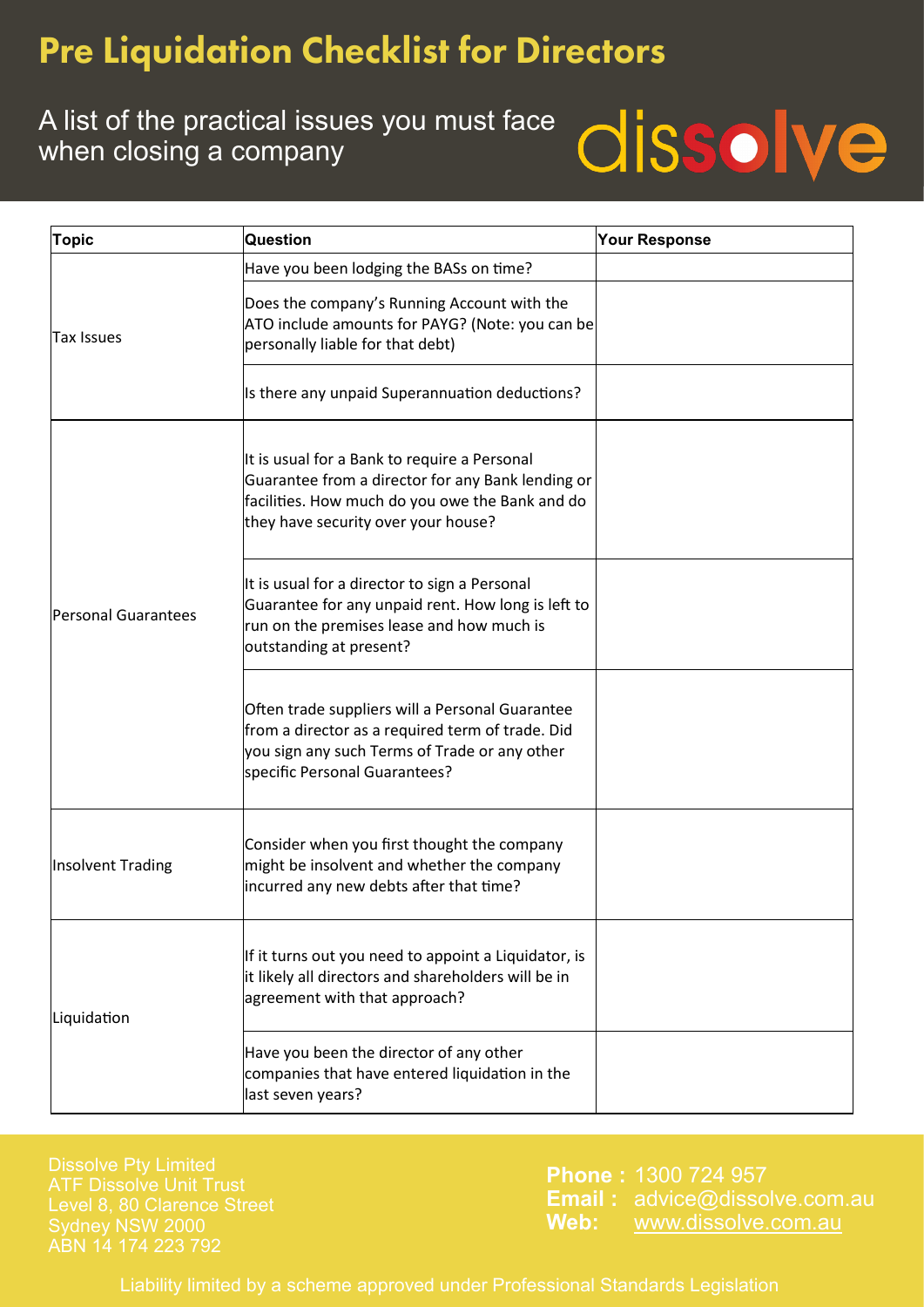# Pre Liquidation Checklist for Directors

A list of the practical issues you must face when closing a company

dissolve

| Topic | Question | Your Response |
| --- | --- | --- |
| Tax Issues | Have you been lodging the BASs on time? | |
| | Does the company's Running Account with the ATO include amounts for PAYG? (Note: you can be personally liable for that debt) | |
| | Is there any unpaid Superannuation deductions? | |
| Personal Guarantees | It is usual for a Bank to require a Personal Guarantee from a director for any Bank lending or facilities. How much do you owe the Bank and do they have security over your house? | |
| | It is usual for a director to sign a Personal Guarantee for any unpaid rent. How long is left to run on the premises lease and how much is outstanding at present? | |
| | Often trade suppliers will a Personal Guarantee from a director as a required term of trade. Did you sign any such Terms of Trade or any other specific Personal Guarantees? | |
| Insolvent Trading | Consider when you first thought the company might be insolvent and whether the company incurred any new debts after that time? | |
| Liquidation | If it turns out you need to appoint a Liquidator, is it likely all directors and shareholders will be in agreement with that approach? | |
| | Have you been the director of any other companies that have entered liquidation in the last seven years? | |

Dissolve Pty Limited
ATF Dissolve Unit Trust
Level 8, 80 Clarence Street
Sydney NSW 2000
ABN 14 174 223 792

**Phone :** 1300 724 957
**Email :** advice@dissolve.com.au
**Web:** www.dissolve.com.au

Liability limited by a scheme approved under Professional Standards Legislation